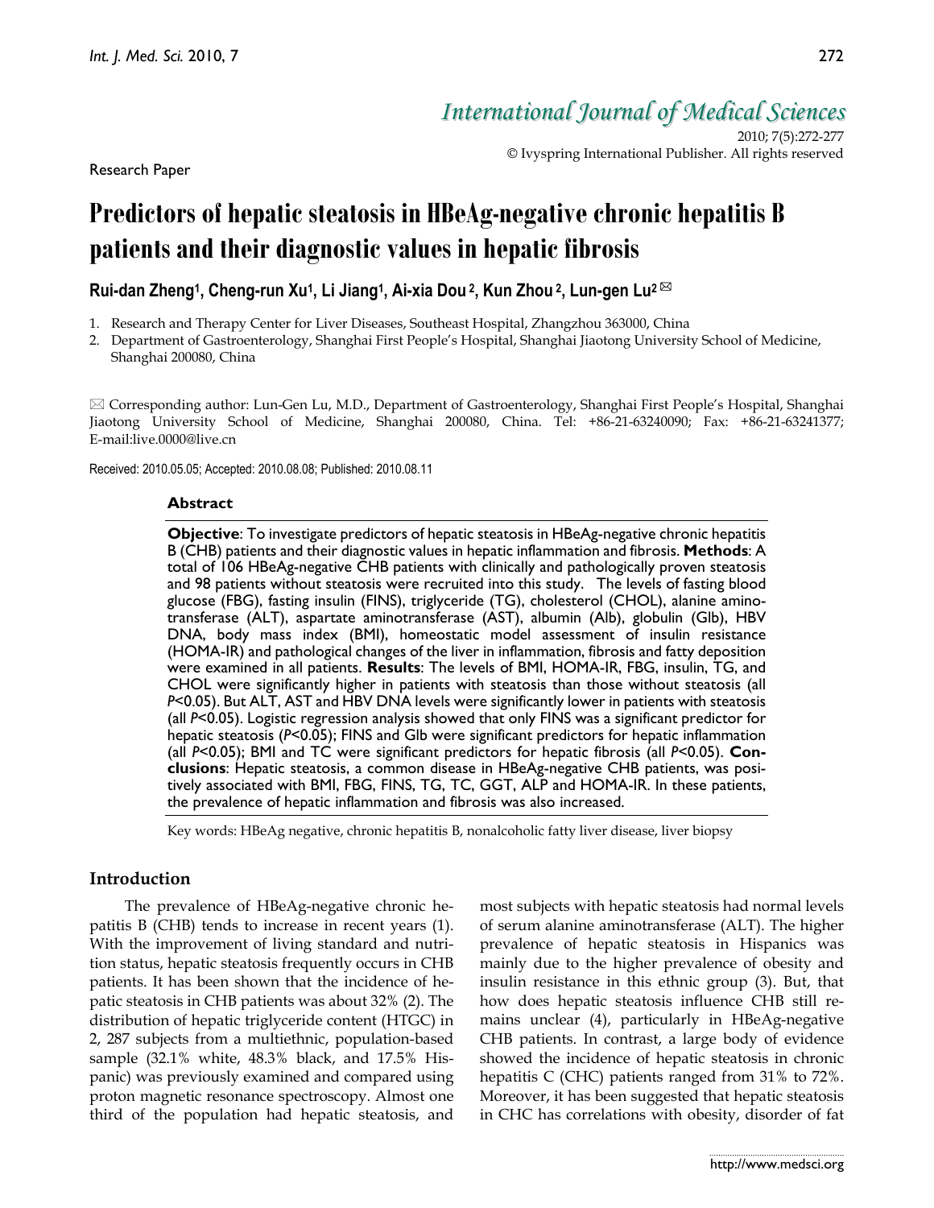International Journal of Medical Sciences

2010; 7(5):272-277

© Ivyspring International Publisher. All rights reserved

Research Paper

# Predictors of hepatic steatosis in HBeAg-negative chronic hepatitis B patients and their diagnostic values in hepatic fibrosis

**Rui-dan Zheng[1], Cheng-run Xu[1], Li Jiang[1], Ai-xia Dou[2], Kun Zhou[2], Lun-gen Lu[2]** ✉

1. Research and Therapy Center for Liver Diseases, Southeast Hospital, Zhangzhou 363000, China
2. Department of Gastroenterology, Shanghai First People's Hospital, Shanghai Jiaotong University School of Medicine, Shanghai 200080, China

✉ Corresponding author: Lun-Gen Lu, M.D., Department of Gastroenterology, Shanghai First People's Hospital, Shanghai Jiaotong University School of Medicine, Shanghai 200080, China. Tel: +86-21-63240090; Fax: +86-21-63241377; E-mail:live.0000@live.cn

Received: 2010.05.05; Accepted: 2010.08.08; Published: 2010.08.11

## Abstract

**Objective**: To investigate predictors of hepatic steatosis in HBeAg-negative chronic hepatitis B (CHB) patients and their diagnostic values in hepatic inflammation and fibrosis. **Methods**: A total of 106 HBeAg-negative CHB patients with clinically and pathologically proven steatosis and 98 patients without steatosis were recruited into this study. The levels of fasting blood glucose (FBG), fasting insulin (FINS), triglyceride (TG), cholesterol (CHOL), alanine aminotransferase (ALT), aspartate aminotransferase (AST), albumin (Alb), globulin (Glb), HBV DNA, body mass index (BMI), homeostatic model assessment of insulin resistance (HOMA-IR) and pathological changes of the liver in inflammation, fibrosis and fatty deposition were examined in all patients. **Results**: The levels of BMI, HOMA-IR, FBG, insulin, TG, and CHOL were significantly higher in patients with steatosis than those without steatosis (all $P<0.05$). But ALT, AST and HBV DNA levels were significantly lower in patients with steatosis (all $P<0.05$). Logistic regression analysis showed that only FINS was a significant predictor for hepatic steatosis ($P<0.05$); FINS and Glb were significant predictors for hepatic inflammation (all $P<0.05$); BMI and TC were significant predictors for hepatic fibrosis (all $P<0.05$). **Conclusions**: Hepatic steatosis, a common disease in HBeAg-negative CHB patients, was positively associated with BMI, FBG, FINS, TG, TC, GGT, ALP and HOMA-IR. In these patients, the prevalence of hepatic inflammation and fibrosis was also increased.

Key words: HBeAg negative, chronic hepatitis B, nonalcoholic fatty liver disease, liver biopsy

## Introduction

The prevalence of HBeAg-negative chronic hepatitis B (CHB) tends to increase in recent years (1). With the improvement of living standard and nutrition status, hepatic steatosis frequently occurs in CHB patients. It has been shown that the incidence of hepatic steatosis in CHB patients was about 32% (2). The distribution of hepatic triglyceride content (HTGC) in 2, 287 subjects from a multiethnic, population-based sample (32.1% white, 48.3% black, and 17.5% Hispanic) was previously examined and compared using proton magnetic resonance spectroscopy. Almost one third of the population had hepatic steatosis, and most subjects with hepatic steatosis had normal levels of serum alanine aminotransferase (ALT). The higher prevalence of hepatic steatosis in Hispanics was mainly due to the higher prevalence of obesity and insulin resistance in this ethnic group (3). But, that how does hepatic steatosis influence CHB still remains unclear (4), particularly in HBeAg-negative CHB patients. In contrast, a large body of evidence showed the incidence of hepatic steatosis in chronic hepatitis C (CHC) patients ranged from 31% to 72%. Moreover, it has been suggested that hepatic steatosis in CHC has correlations with obesity, disorder of fat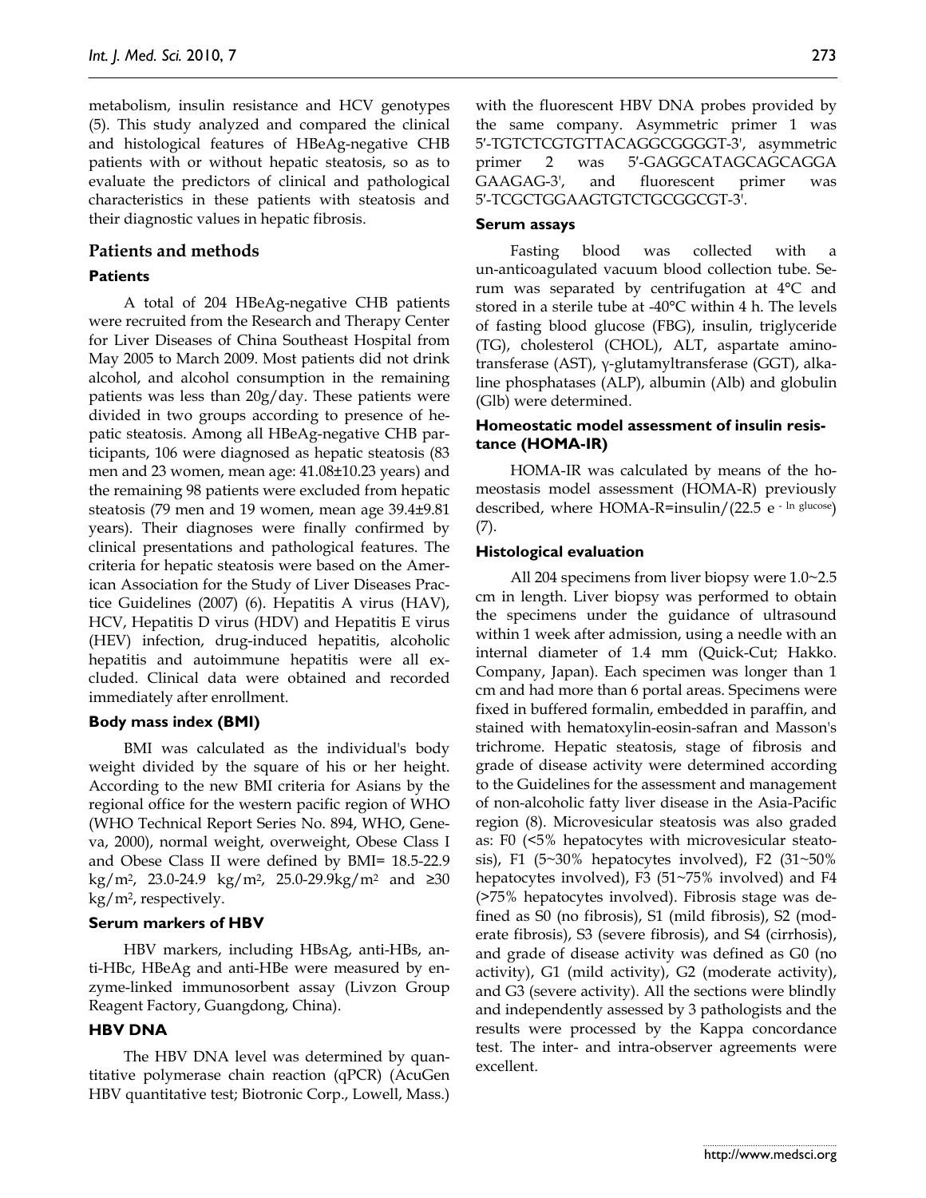metabolism, insulin resistance and HCV genotypes (5). This study analyzed and compared the clinical and histological features of HBeAg-negative CHB patients with or without hepatic steatosis, so as to evaluate the predictors of clinical and pathological characteristics in these patients with steatosis and their diagnostic values in hepatic fibrosis.

## Patients and methods

### Patients

A total of 204 HBeAg-negative CHB patients were recruited from the Research and Therapy Center for Liver Diseases of China Southeast Hospital from May 2005 to March 2009. Most patients did not drink alcohol, and alcohol consumption in the remaining patients was less than 20g/day. These patients were divided in two groups according to presence of hepatic steatosis. Among all HBeAg-negative CHB participants, 106 were diagnosed as hepatic steatosis (83 men and 23 women, mean age: 41.08±10.23 years) and the remaining 98 patients were excluded from hepatic steatosis (79 men and 19 women, mean age 39.4±9.81 years). Their diagnoses were finally confirmed by clinical presentations and pathological features. The criteria for hepatic steatosis were based on the American Association for the Study of Liver Diseases Practice Guidelines (2007) (6). Hepatitis A virus (HAV), HCV, Hepatitis D virus (HDV) and Hepatitis E virus (HEV) infection, drug-induced hepatitis, alcoholic hepatitis and autoimmune hepatitis were all excluded. Clinical data were obtained and recorded immediately after enrollment.

### Body mass index (BMI)

BMI was calculated as the individual's body weight divided by the square of his or her height. According to the new BMI criteria for Asians by the regional office for the western pacific region of WHO (WHO Technical Report Series No. 894, WHO, Geneva, 2000), normal weight, overweight, Obese Class I and Obese Class II were defined by BMI= 18.5-22.9 $kg/m^2$, 23.0-24.9 $kg/m^2$, 25.0-29.9$kg/m^2$ and ≥30 $kg/m^2$, respectively.

### Serum markers of HBV

HBV markers, including HBsAg, anti-HBs, anti-HBc, HBeAg and anti-HBe were measured by enzyme-linked immunosorbent assay (Livzon Group Reagent Factory, Guangdong, China).

### HBV DNA

The HBV DNA level was determined by quantitative polymerase chain reaction (qPCR) (AcuGen HBV quantitative test; Biotronic Corp., Lowell, Mass.) with the fluorescent HBV DNA probes provided by the same company. Asymmetric primer 1 was 5′-TGTCTCGTGTTACAGGCGGGGT-3′, asymmetric primer 2 was 5′-GAGGCATAGCAGCAGGA GAAGAG-3′, and fluorescent primer was 5′-TCGCTGGAAGTGTCTGCGGCGT-3′.

### Serum assays

Fasting blood was collected with a un-anticoagulated vacuum blood collection tube. Serum was separated by centrifugation at 4°C and stored in a sterile tube at -40°C within 4 h. The levels of fasting blood glucose (FBG), insulin, triglyceride (TG), cholesterol (CHOL), ALT, aspartate aminotransferase (AST), γ-glutamyltransferase (GGT), alkaline phosphatases (ALP), albumin (Alb) and globulin (Glb) were determined.

### Homeostatic model assessment of insulin resistance (HOMA-IR)

HOMA-IR was calculated by means of the homeostasis model assessment (HOMA-R) previously described, where HOMA-R=insulin/(22.5 $e^{-\ln \text{glucose}}$) (7).

### Histological evaluation

All 204 specimens from liver biopsy were 1.0~2.5 cm in length. Liver biopsy was performed to obtain the specimens under the guidance of ultrasound within 1 week after admission, using a needle with an internal diameter of 1.4 mm (Quick-Cut; Hakko. Company, Japan). Each specimen was longer than 1 cm and had more than 6 portal areas. Specimens were fixed in buffered formalin, embedded in paraffin, and stained with hematoxylin-eosin-safran and Masson's trichrome. Hepatic steatosis, stage of fibrosis and grade of disease activity were determined according to the Guidelines for the assessment and management of non-alcoholic fatty liver disease in the Asia-Pacific region (8). Microvesicular steatosis was also graded as: F0 (<5% hepatocytes with microvesicular steatosis), F1 (5~30% hepatocytes involved), F2 (31~50% hepatocytes involved), F3 (51~75% involved) and F4 (>75% hepatocytes involved). Fibrosis stage was defined as S0 (no fibrosis), S1 (mild fibrosis), S2 (moderate fibrosis), S3 (severe fibrosis), and S4 (cirrhosis), and grade of disease activity was defined as G0 (no activity), G1 (mild activity), G2 (moderate activity), and G3 (severe activity). All the sections were blindly and independently assessed by 3 pathologists and the results were processed by the Kappa concordance test. The inter- and intra-observer agreements were excellent.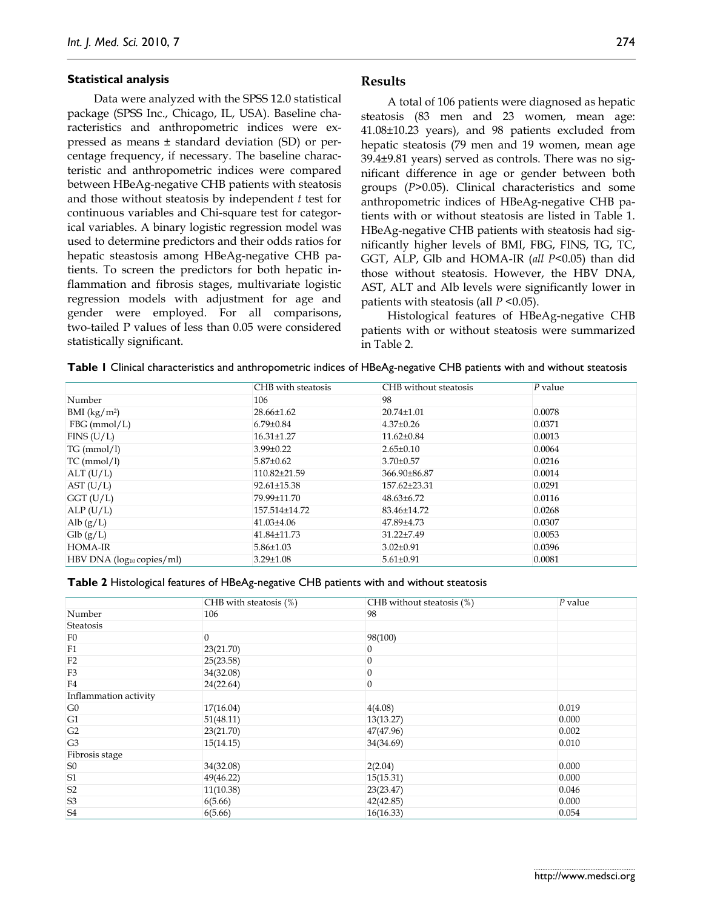### Statistical analysis

Data were analyzed with the SPSS 12.0 statistical package (SPSS Inc., Chicago, IL, USA). Baseline characteristics and anthropometric indices were expressed as means ± standard deviation (SD) or percentage frequency, if necessary. The baseline characteristic and anthropometric indices were compared between HBeAg-negative CHB patients with steatosis and those without steatosis by independent *t* test for continuous variables and Chi-square test for categorical variables. A binary logistic regression model was used to determine predictors and their odds ratios for hepatic steastosis among HBeAg-negative CHB patients. To screen the predictors for both hepatic inflammation and fibrosis stages, multivariate logistic regression models with adjustment for age and gender were employed. For all comparisons, two-tailed P values of less than 0.05 were considered statistically significant.

## Results

A total of 106 patients were diagnosed as hepatic steatosis (83 men and 23 women, mean age: 41.08±10.23 years), and 98 patients excluded from hepatic steatosis (79 men and 19 women, mean age 39.4±9.81 years) served as controls. There was no significant difference in age or gender between both groups ($P>0.05$). Clinical characteristics and some anthropometric indices of HBeAg-negative CHB patients with or without steatosis are listed in Table 1. HBeAg-negative CHB patients with steatosis had significantly higher levels of BMI, FBG, FINS, TG, TC, GGT, ALP, Glb and HOMA-IR (*all* $P<0.05$) than did those without steatosis. However, the HBV DNA, AST, ALT and Alb levels were significantly lower in patients with steatosis (all $P<0.05$).

Histological features of HBeAg-negative CHB patients with or without steatosis were summarized in Table 2.

**Table 1** Clinical characteristics and anthropometric indices of HBeAg-negative CHB patients with and without steatosis

| | CHB with steatosis | CHB without steatosis | *P* value |
|---|---|---|---|
| Number | 106 | 98 | |
| BMI ($kg/m^2$) | 28.66±1.62 | 20.74±1.01 | 0.0078 |
| FBG (mmol/L) | 6.79±0.84 | 4.37±0.26 | 0.0371 |
| FINS (U/L) | 16.31±1.27 | 11.62±0.84 | 0.0013 |
| TG (mmol/l) | 3.99±0.22 | 2.65±0.10 | 0.0064 |
| TC (mmol/l) | 5.87±0.62 | 3.70±0.57 | 0.0216 |
| ALT (U/L) | 110.82±21.59 | 366.90±86.87 | 0.0014 |
| AST (U/L) | 92.61±15.38 | 157.62±23.31 | 0.0291 |
| GGT (U/L) | 79.99±11.70 | 48.63±6.72 | 0.0116 |
| ALP (U/L) | 157.514±14.72 | 83.46±14.72 | 0.0268 |
| Alb (g/L) | 41.03±4.06 | 47.89±4.73 | 0.0307 |
| Glb (g/L) | 41.84±11.73 | 31.22±7.49 | 0.0053 |
| HOMA-IR | 5.86±1.03 | 3.02±0.91 | 0.0396 |
| HBV DNA ($log_{10}$ copies/ml) | 3.29±1.08 | 5.61±0.91 | 0.0081 |

**Table 2** Histological features of HBeAg-negative CHB patients with and without steatosis

| | CHB with steatosis (%) | CHB without steatosis (%) | *P* value |
|---|---|---|---|
| Number | 106 | 98 | |
| Steatosis | | | |
| F0 | 0 | 98(100) | |
| F1 | 23(21.70) | 0 | |
| F2 | 25(23.58) | 0 | |
| F3 | 34(32.08) | 0 | |
| F4 | 24(22.64) | 0 | |
| Inflammation activity | | | |
| G0 | 17(16.04) | 4(4.08) | 0.019 |
| G1 | 51(48.11) | 13(13.27) | 0.000 |
| G2 | 23(21.70) | 47(47.96) | 0.002 |
| G3 | 15(14.15) | 34(34.69) | 0.010 |
| Fibrosis stage | | | |
| S0 | 34(32.08) | 2(2.04) | 0.000 |
| S1 | 49(46.22) | 15(15.31) | 0.000 |
| S2 | 11(10.38) | 23(23.47) | 0.046 |
| S3 | 6(5.66) | 42(42.85) | 0.000 |
| S4 | 6(5.66) | 16(16.33) | 0.054 |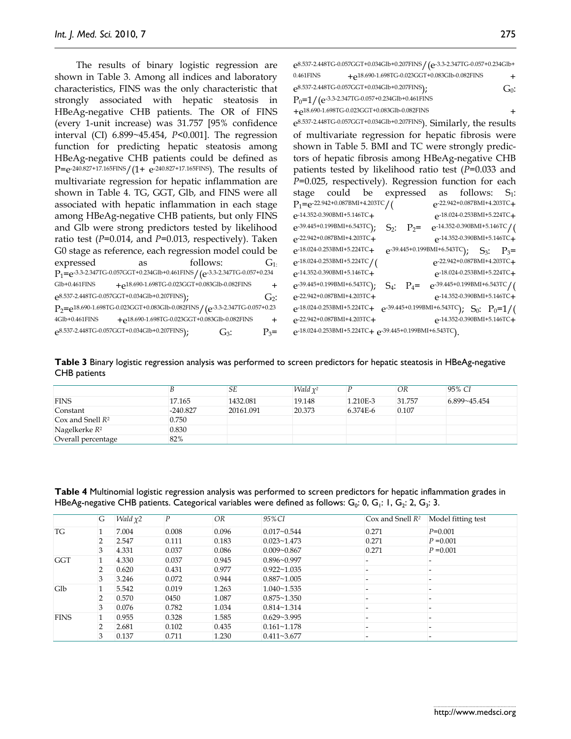The results of binary logistic regression are shown in Table 3. Among all indices and laboratory characteristics, FINS was the only characteristic that strongly associated with hepatic steatosis in HBeAg-negative CHB patients. The OR of FINS (every 1-unit increase) was 31.757 [95% confidence interval (CI) 6.899~45.454, *P*<0.001]. The regression function for predicting hepatic steatosis among HBeAg-negative CHB patients could be defined as $P=e^{-240.827+17.165FINS}/(1+e^{-240.827+17.165FINS})$. The results of multivariate regression for hepatic inflammation are shown in Table 4. TG, GGT, Glb, and FINS were all associated with hepatic inflammation in each stage among HBeAg-negative CHB patients, but only FINS and Glb were strong predictors tested by likelihood ratio test (*P*=0.014, and *P*=0.013, respectively). Taken G0 stage as reference, each regression model could be expressed as follows: $G_1$: $P_1=e^{-3.3-2.347TG-0.057GGT+0.234Glb+0.461FINS}/(e^{-3.3-2.347TG-0.057+0.234Glb+0.461FINS}+e^{18.690-1.698TG-0.023GGT+0.083Glb-0.082FINS}+e^{8.537-2.448TG-0.057GGT+0.034Glb+0.207FINS})$; $G_2$: $P_2=e^{18.690-1.698TG-0.023GGT+0.083Glb-0.082FINS}/(e^{-3.3-2.347TG-0.057+0.234Glb+0.461FINS}+e^{18.690-1.698TG-0.023GGT+0.083Glb-0.082FINS}+e^{8.537-2.448TG-0.057GGT+0.034Glb+0.207FINS})$; $G_3$: $P_3=e^{8.537-2.448TG-0.057GGT+0.034Glb+0.207FINS}/(e^{-3.3-2.347TG-0.057+0.234Glb+0.461FINS}+e^{18.690-1.698TG-0.023GGT+0.083Glb-0.082FINS}+e^{8.537-2.448TG-0.057GGT+0.034Glb+0.207FINS})$; $G_0$: $P_0=1/(e^{-3.3-2.347TG-0.057+0.234Glb+0.461FINS}+e^{18.690-1.698TG-0.023GGT+0.083Glb-0.082FINS}+e^{8.537-2.448TG-0.057GGT+0.034Glb+0.207FINS})$. Similarly, the results of multivariate regression for hepatic fibrosis were shown in Table 5. BMI and TC were strongly predictors of hepatic fibrosis among HBeAg-negative CHB patients tested by likelihood ratio test (*P*=0.033 and *P*=0.025, respectively). Regression function for each stage could be expressed as follows: $S_1$: $P_1=e^{-22.942+0.087BMI+4.203TC}/(e^{-22.942+0.087BMI+4.203TC}+e^{-14.352-0.390BMI+5.146TC}+e^{-18.024-0.253BMI+5.224TC}+e^{-39.445+0.199BMI+6.543TC})$; $S_2$: $P_2=e^{-14.352-0.390BMI+5.146TC}/(e^{-22.942+0.087BMI+4.203TC}+e^{-14.352-0.390BMI+5.146TC}+e^{-18.024-0.253BMI+5.224TC}+e^{-39.445+0.199BMI+6.543TC})$; $S_3$: $P_3=e^{-18.024-0.253BMI+5.224TC}/(e^{-22.942+0.087BMI+4.203TC}+e^{-14.352-0.390BMI+5.146TC}+e^{-18.024-0.253BMI+5.224TC}+e^{-39.445+0.199BMI+6.543TC})$; $S_4$: $P_4=e^{-39.445+0.199BMI+6.543TC}/(e^{-22.942+0.087BMI+4.203TC}+e^{-14.352-0.390BMI+5.146TC}+e^{-18.024-0.253BMI+5.224TC}+e^{-39.445+0.199BMI+6.543TC})$; $S_0$: $P_0=1/(e^{-22.942+0.087BMI+4.203TC}+e^{-14.352-0.390BMI+5.146TC}+e^{-18.024-0.253BMI+5.224TC}+e^{-39.445+0.199BMI+6.543TC})$.

**Table 3** Binary logistic regression analysis was performed to screen predictors for hepatic steatosis in HBeAg-negative CHB patients

| | *B* | *SE* | *Wald* $\chi^2$ | *P* | *OR* | *95% CI* |
|---|---|---|---|---|---|---|
| FINS | 17.165 | 1432.081 | 19.148 | 1.210E-3 | 31.757 | 6.899~45.454 |
| Constant | -240.827 | 20161.091 | 20.373 | 6.374E-6 | 0.107 | |
| Cox and Snell $R^2$ | 0.750 | | | | | |
| Nagelkerke $R^2$ | 0.830 | | | | | |
| Overall percentage | 82% | | | | | |

**Table 4** Multinomial logistic regression analysis was performed to screen predictors for hepatic inflammation grades in HBeAg-negative CHB patients. Categorical variables were defined as follows: $G_0$: 0, $G_1$: 1, $G_2$: 2, $G_3$: 3.

| | G | *Wald* $\chi 2$ | *P* | *OR* | *95%CI* | Cox and Snell $R^2$ | Model fitting test |
|---|---|---|---|---|---|---|---|
| TG | 1 | 7.004 | 0.008 | 0.096 | 0.017~0.544 | 0.271 | *P*=0.001 |
| | 2 | 2.547 | 0.111 | 0.183 | 0.023~1.473 | 0.271 | *P* =0.001 |
| | 3 | 4.331 | 0.037 | 0.086 | 0.009~0.867 | 0.271 | *P* =0.001 |
| GGT | 1 | 4.330 | 0.037 | 0.945 | 0.896~0.997 | - | - |
| | 2 | 0.620 | 0.431 | 0.977 | 0.922~1.035 | - | - |
| | 3 | 3.246 | 0.072 | 0.944 | 0.887~1.005 | - | - |
| Glb | 1 | 5.542 | 0.019 | 1.263 | 1.040~1.535 | - | - |
| | 2 | 0.570 | 0450 | 1.087 | 0.875~1.350 | - | - |
| | 3 | 0.076 | 0.782 | 1.034 | 0.814~1.314 | - | - |
| FINS | 1 | 0.955 | 0.328 | 1.585 | 0.629~3.995 | - | - |
| | 2 | 2.681 | 0.102 | 0.435 | 0.161~1.178 | - | - |
| | 3 | 0.137 | 0.711 | 1.230 | 0.411~3.677 | - | - |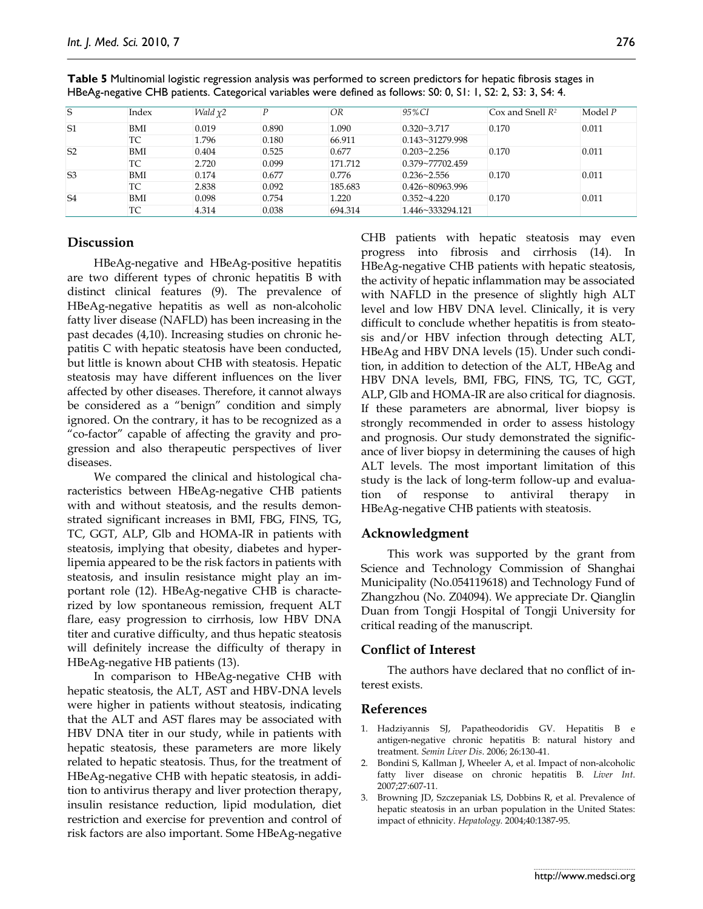**Table 5** Multinomial logistic regression analysis was performed to screen predictors for hepatic fibrosis stages in HBeAg-negative CHB patients. Categorical variables were defined as follows: S0: 0, S1: 1, S2: 2, S3: 3, S4: 4.

| S | Index | *Wald* $\chi 2$ | *P* | *OR* | *95%CI* | Cox and Snell $R^2$ | Model *P* |
|---|---|---|---|---|---|---|---|
| S1 | BMI | 0.019 | 0.890 | 1.090 | 0.320~3.717 | 0.170 | 0.011 |
| | TC | 1.796 | 0.180 | 66.911 | 0.143~31279.998 | | |
| S2 | BMI | 0.404 | 0.525 | 0.677 | 0.203~2.256 | 0.170 | 0.011 |
| | TC | 2.720 | 0.099 | 171.712 | 0.379~77702.459 | | |
| S3 | BMI | 0.174 | 0.677 | 0.776 | 0.236~2.556 | 0.170 | 0.011 |
| | TC | 2.838 | 0.092 | 185.683 | 0.426~80963.996 | | |
| S4 | BMI | 0.098 | 0.754 | 1.220 | 0.352~4.220 | 0.170 | 0.011 |
| | TC | 4.314 | 0.038 | 694.314 | 1.446~333294.121 | | |

## Discussion

HBeAg-negative and HBeAg-positive hepatitis are two different types of chronic hepatitis B with distinct clinical features (9). The prevalence of HBeAg-negative hepatitis as well as non-alcoholic fatty liver disease (NAFLD) has been increasing in the past decades (4,10). Increasing studies on chronic hepatitis C with hepatic steatosis have been conducted, but little is known about CHB with steatosis. Hepatic steatosis may have different influences on the liver affected by other diseases. Therefore, it cannot always be considered as a "benign" condition and simply ignored. On the contrary, it has to be recognized as a "co-factor" capable of affecting the gravity and progression and also therapeutic perspectives of liver diseases.

We compared the clinical and histological characteristics between HBeAg-negative CHB patients with and without steatosis, and the results demonstrated significant increases in BMI, FBG, FINS, TG, TC, GGT, ALP, Glb and HOMA-IR in patients with steatosis, implying that obesity, diabetes and hyperlipemia appeared to be the risk factors in patients with steatosis, and insulin resistance might play an important role (12). HBeAg-negative CHB is characterized by low spontaneous remission, frequent ALT flare, easy progression to cirrhosis, low HBV DNA titer and curative difficulty, and thus hepatic steatosis will definitely increase the difficulty of therapy in HBeAg-negative HB patients (13).

In comparison to HBeAg-negative CHB with hepatic steatosis, the ALT, AST and HBV-DNA levels were higher in patients without steatosis, indicating that the ALT and AST flares may be associated with HBV DNA titer in our study, while in patients with hepatic steatosis, these parameters are more likely related to hepatic steatosis. Thus, for the treatment of HBeAg-negative CHB with hepatic steatosis, in addition to antivirus therapy and liver protection therapy, insulin resistance reduction, lipid modulation, diet restriction and exercise for prevention and control of risk factors are also important. Some HBeAg-negative CHB patients with hepatic steatosis may even progress into fibrosis and cirrhosis (14). In HBeAg-negative CHB patients with hepatic steatosis, the activity of hepatic inflammation may be associated with NAFLD in the presence of slightly high ALT level and low HBV DNA level. Clinically, it is very difficult to conclude whether hepatitis is from steatosis and/or HBV infection through detecting ALT, HBeAg and HBV DNA levels (15). Under such condition, in addition to detection of the ALT, HBeAg and HBV DNA levels, BMI, FBG, FINS, TG, TC, GGT, ALP, Glb and HOMA-IR are also critical for diagnosis. If these parameters are abnormal, liver biopsy is strongly recommended in order to assess histology and prognosis. Our study demonstrated the significance of liver biopsy in determining the causes of high ALT levels. The most important limitation of this study is the lack of long-term follow-up and evaluation of response to antiviral therapy in HBeAg-negative CHB patients with steatosis.

## Acknowledgment

This work was supported by the grant from Science and Technology Commission of Shanghai Municipality (No.054119618) and Technology Fund of Zhangzhou (No. Z04094). We appreciate Dr. Qianglin Duan from Tongji Hospital of Tongji University for critical reading of the manuscript.

## Conflict of Interest

The authors have declared that no conflict of interest exists.

## References

1. Hadziyannis SJ, Papatheodoridis GV. Hepatitis B e antigen-negative chronic hepatitis B: natural history and treatment. *Semin Liver Dis*. 2006; 26:130-41.
2. Bondini S, Kallman J, Wheeler A, et al. Impact of non-alcoholic fatty liver disease on chronic hepatitis B. *Liver Int*. 2007;27:607-11.
3. Browning JD, Szczepaniak LS, Dobbins R, et al. Prevalence of hepatic steatosis in an urban population in the United States: impact of ethnicity. *Hepatology*. 2004;40:1387-95.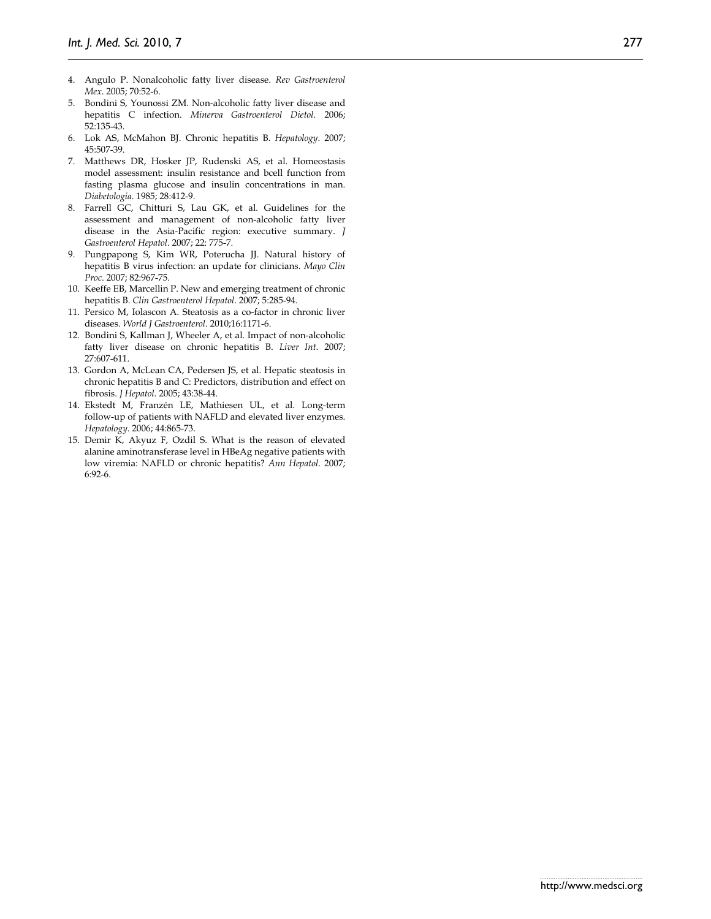4. Angulo P. Nonalcoholic fatty liver disease. *Rev Gastroenterol Mex*. 2005; 70:52-6.
5. Bondini S, Younossi ZM. Non-alcoholic fatty liver disease and hepatitis C infection. *Minerva Gastroenterol Dietol*. 2006; 52:135-43.
6. Lok AS, McMahon BJ. Chronic hepatitis B. *Hepatology*. 2007; 45:507-39.
7. Matthews DR, Hosker JP, Rudenski AS, et al. Homeostasis model assessment: insulin resistance and bcell function from fasting plasma glucose and insulin concentrations in man. *Diabetologia*. 1985; 28:412-9.
8. Farrell GC, Chitturi S, Lau GK, et al. Guidelines for the assessment and management of non-alcoholic fatty liver disease in the Asia-Pacific region: executive summary. *J Gastroenterol Hepatol*. 2007; 22: 775-7.
9. Pungpapong S, Kim WR, Poterucha JJ. Natural history of hepatitis B virus infection: an update for clinicians. *Mayo Clin Proc*. 2007; 82:967-75.
10. Keeffe EB, Marcellin P. New and emerging treatment of chronic hepatitis B. *Clin Gastroenterol Hepatol*. 2007; 5:285-94.
11. Persico M, Iolascon A. Steatosis as a co-factor in chronic liver diseases. *World J Gastroenterol*. 2010;16:1171-6.
12. Bondini S, Kallman J, Wheeler A, et al. Impact of non-alcoholic fatty liver disease on chronic hepatitis B. *Liver Int*. 2007; 27:607-611.
13. Gordon A, McLean CA, Pedersen JS, et al. Hepatic steatosis in chronic hepatitis B and C: Predictors, distribution and effect on fibrosis. *J Hepatol*. 2005; 43:38-44.
14. Ekstedt M, Franzén LE, Mathiesen UL, et al. Long-term follow-up of patients with NAFLD and elevated liver enzymes. *Hepatology*. 2006; 44:865-73.
15. Demir K, Akyuz F, Ozdil S. What is the reason of elevated alanine aminotransferase level in HBeAg negative patients with low viremia: NAFLD or chronic hepatitis? *Ann Hepatol*. 2007; 6:92-6.